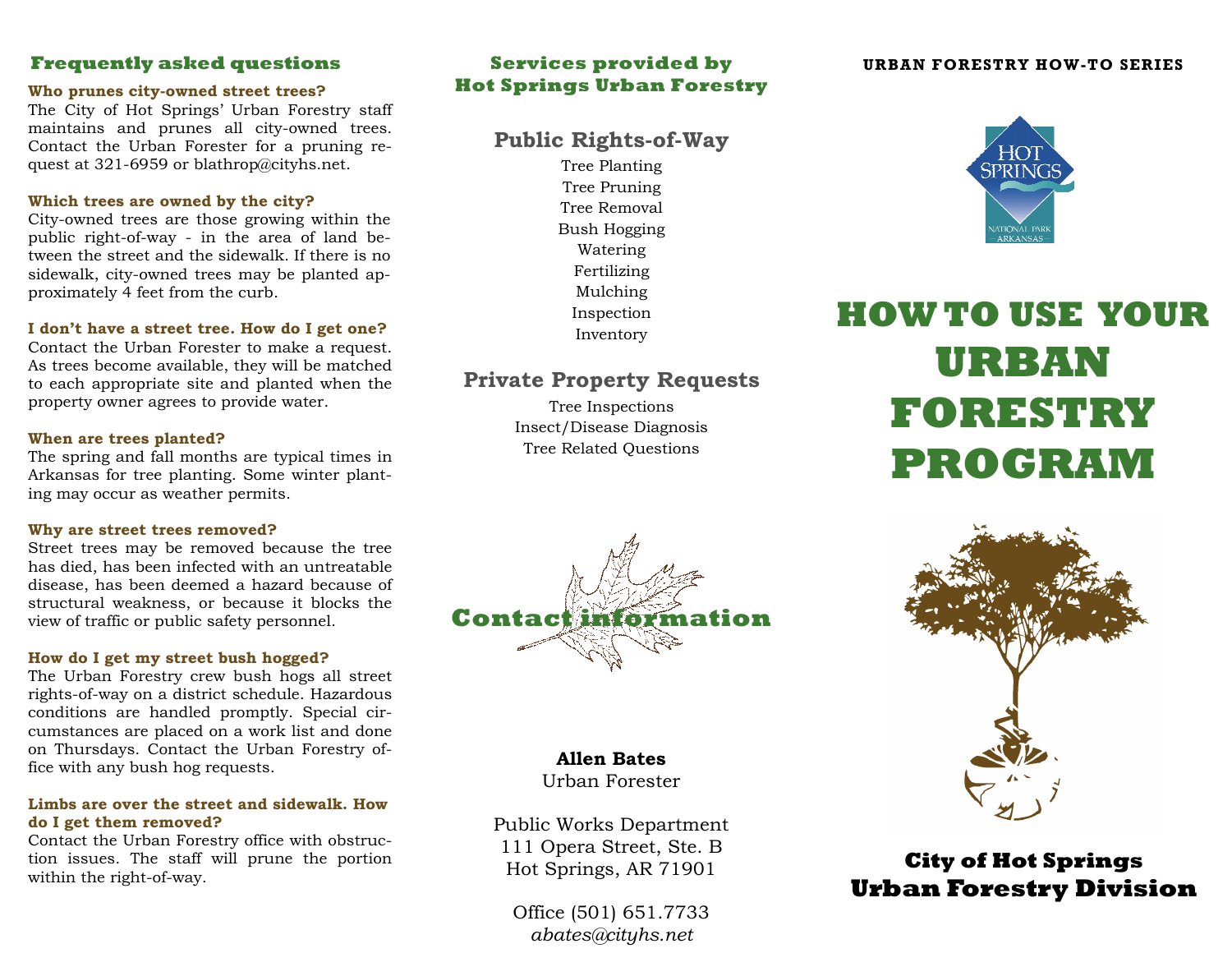## Frequently asked questions

**Who prunes city-owned street trees?**
The City of Hot Springs' Urban Forestry staff maintains and prunes all city-owned trees. Contact the Urban Forester for a pruning request at 321-6959 or blathrop@cityhs.net.

**Which trees are owned by the city?**
City-owned trees are those growing within the public right-of-way - in the area of land between the street and the sidewalk. If there is no sidewalk, city-owned trees may be planted approximately 4 feet from the curb.

**I don't have a street tree. How do I get one?**
Contact the Urban Forester to make a request. As trees become available, they will be matched to each appropriate site and planted when the property owner agrees to provide water.

**When are trees planted?**
The spring and fall months are typical times in Arkansas for tree planting. Some winter planting may occur as weather permits.

**Why are street trees removed?**
Street trees may be removed because the tree has died, has been infected with an untreatable disease, has been deemed a hazard because of structural weakness, or because it blocks the view of traffic or public safety personnel.

**How do I get my street bush hogged?**
The Urban Forestry crew bush hogs all street rights-of-way on a district schedule. Hazardous conditions are handled promptly. Special circumstances are placed on a work list and done on Thursdays. Contact the Urban Forestry office with any bush hog requests.

**Limbs are over the street and sidewalk. How do I get them removed?**
Contact the Urban Forestry office with obstruction issues. The staff will prune the portion within the right-of-way.

## Services provided by Hot Springs Urban Forestry

### Public Rights-of-Way

Tree Planting
Tree Pruning
Tree Removal
Bush Hogging
Watering
Fertilizing
Mulching
Inspection
Inventory

### Private Property Requests

Tree Inspections
Insect/Disease Diagnosis
Tree Related Questions

## Contact information

**Allen Bates**
Urban Forester

Public Works Department
111 Opera Street, Ste. B
Hot Springs, AR 71901

Office (501) 651.7733
*abates@cityhs.net*

**URBAN FORESTRY HOW-TO SERIES**

HOT SPRINGS
NATIONAL PARK
ARKANSAS

# HOW TO USE YOUR URBAN FORESTRY PROGRAM

**City of Hot Springs**
**Urban Forestry Division**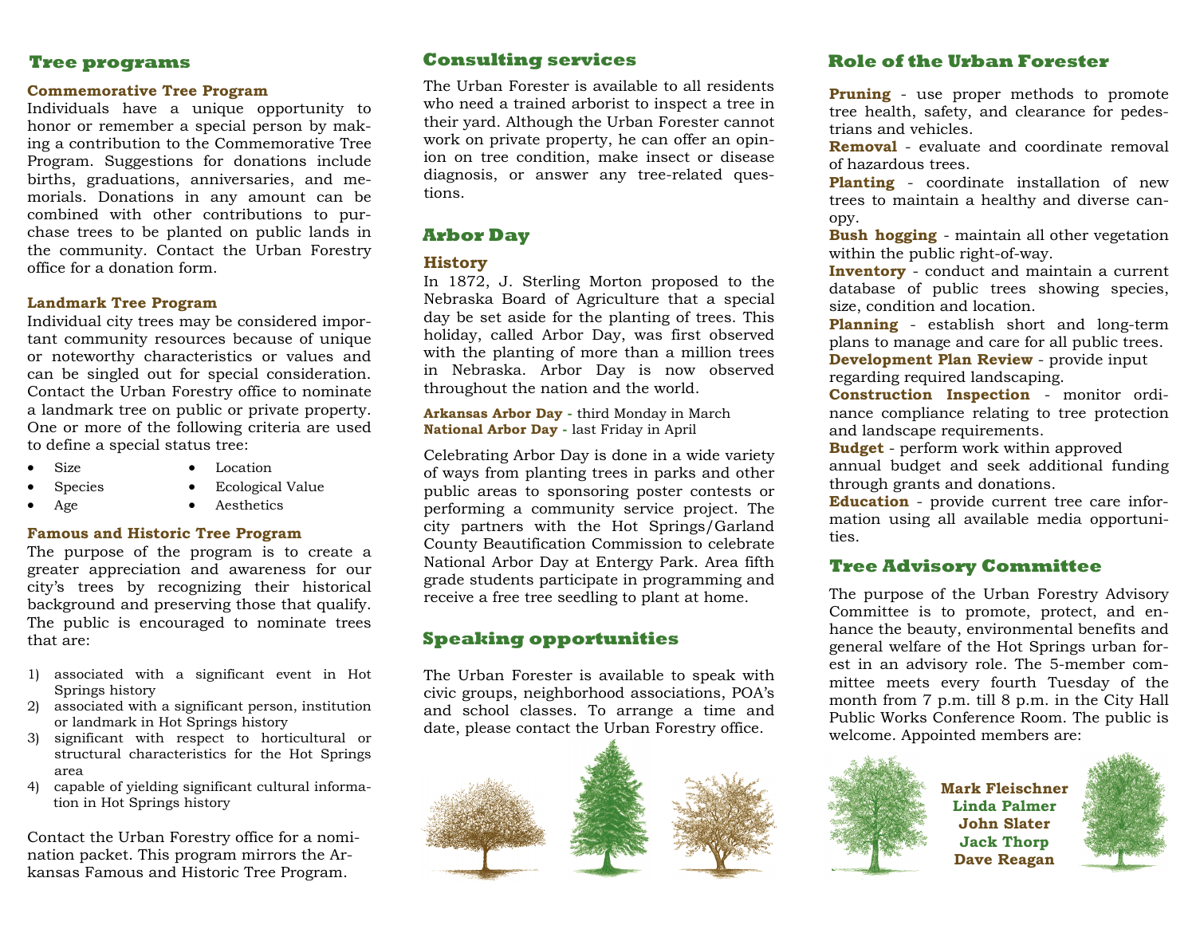## Tree programs

### Commemorative Tree Program

Individuals have a unique opportunity to honor or remember a special person by making a contribution to the Commemorative Tree Program. Suggestions for donations include births, graduations, anniversaries, and memorials. Donations in any amount can be combined with other contributions to purchase trees to be planted on public lands in the community. Contact the Urban Forestry office for a donation form.

### Landmark Tree Program

Individual city trees may be considered important community resources because of unique or noteworthy characteristics or values and can be singled out for special consideration. Contact the Urban Forestry office to nominate a landmark tree on public or private property. One or more of the following criteria are used to define a special status tree:

- Size
- Species
- Age
- Location
- Ecological Value
- Aesthetics

### Famous and Historic Tree Program

The purpose of the program is to create a greater appreciation and awareness for our city's trees by recognizing their historical background and preserving those that qualify. The public is encouraged to nominate trees that are:

1) associated with a significant event in Hot Springs history
2) associated with a significant person, institution or landmark in Hot Springs history
3) significant with respect to horticultural or structural characteristics for the Hot Springs area
4) capable of yielding significant cultural information in Hot Springs history

Contact the Urban Forestry office for a nomination packet. This program mirrors the Arkansas Famous and Historic Tree Program.

## Consulting services

The Urban Forester is available to all residents who need a trained arborist to inspect a tree in their yard. Although the Urban Forester cannot work on private property, he can offer an opinion on tree condition, make insect or disease diagnosis, or answer any tree-related questions.

## Arbor Day

### History

In 1872, J. Sterling Morton proposed to the Nebraska Board of Agriculture that a special day be set aside for the planting of trees. This holiday, called Arbor Day, was first observed with the planting of more than a million trees in Nebraska. Arbor Day is now observed throughout the nation and the world.

**Arkansas Arbor Day** - third Monday in March
**National Arbor Day** - last Friday in April

Celebrating Arbor Day is done in a wide variety of ways from planting trees in parks and other public areas to sponsoring poster contests or performing a community service project. The city partners with the Hot Springs/Garland County Beautification Commission to celebrate National Arbor Day at Entergy Park. Area fifth grade students participate in programming and receive a free tree seedling to plant at home.

## Speaking opportunities

The Urban Forester is available to speak with civic groups, neighborhood associations, POA's and school classes. To arrange a time and date, please contact the Urban Forestry office.

## Role of the Urban Forester

**Pruning** - use proper methods to promote tree health, safety, and clearance for pedestrians and vehicles.
**Removal** - evaluate and coordinate removal of hazardous trees.
**Planting** - coordinate installation of new trees to maintain a healthy and diverse canopy.
**Bush hogging** - maintain all other vegetation within the public right-of-way.
**Inventory** - conduct and maintain a current database of public trees showing species, size, condition and location.
**Planning** - establish short and long-term plans to manage and care for all public trees.
**Development Plan Review** - provide input regarding required landscaping.
**Construction Inspection** - monitor ordinance compliance relating to tree protection and landscape requirements.
**Budget** - perform work within approved annual budget and seek additional funding through grants and donations.
**Education** - provide current tree care information using all available media opportunities.

## Tree Advisory Committee

The purpose of the Urban Forestry Advisory Committee is to promote, protect, and enhance the beauty, environmental benefits and general welfare of the Hot Springs urban forest in an advisory role. The 5-member committee meets every fourth Tuesday of the month from 7 p.m. till 8 p.m. in the City Hall Public Works Conference Room. The public is welcome. Appointed members are:

**Mark Fleischner**
**Linda Palmer**
**John Slater**
**Jack Thorp**
**Dave Reagan**